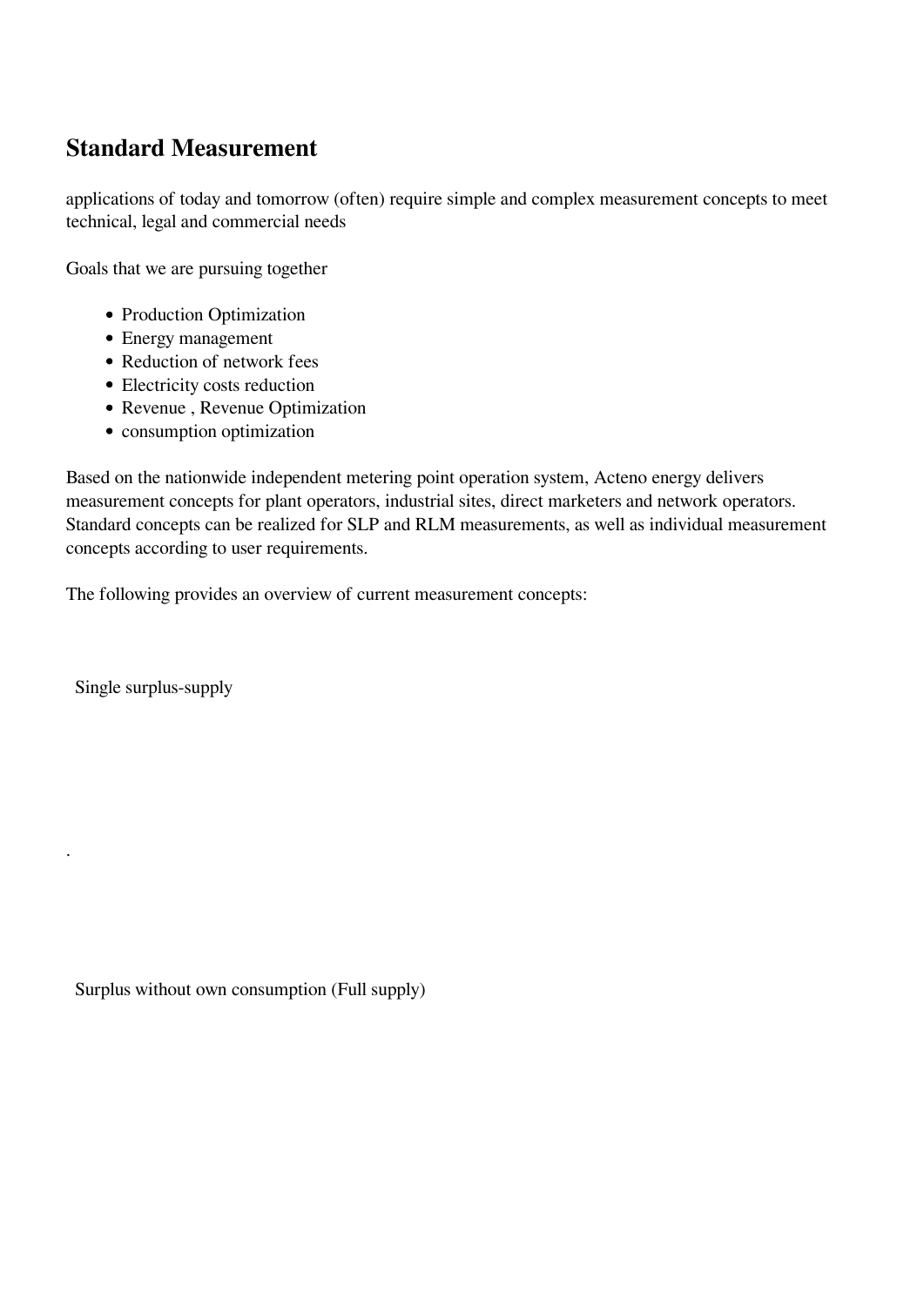## Standard Measurement

applications of today and tomorrow (often) require simple and complex measurement concepts to meet technical, legal and commercial needs

Goals that we are pursuing together

- Production Optimization
- Energy management
- Reduction of network fees
- Electricity costs reduction
- Revenue , Revenue Optimization
- consumption optimization

Based on the nationwide independent metering point operation system, Acteno energy delivers measurement concepts for plant operators, industrial sites, direct marketers and network operators. Standard concepts can be realized for SLP and RLM measurements, as well as individual measurement concepts according to user requirements.

The following provides an overview of current measurement concepts:

Single surplus-supply

.

Surplus without own consumption (Full supply)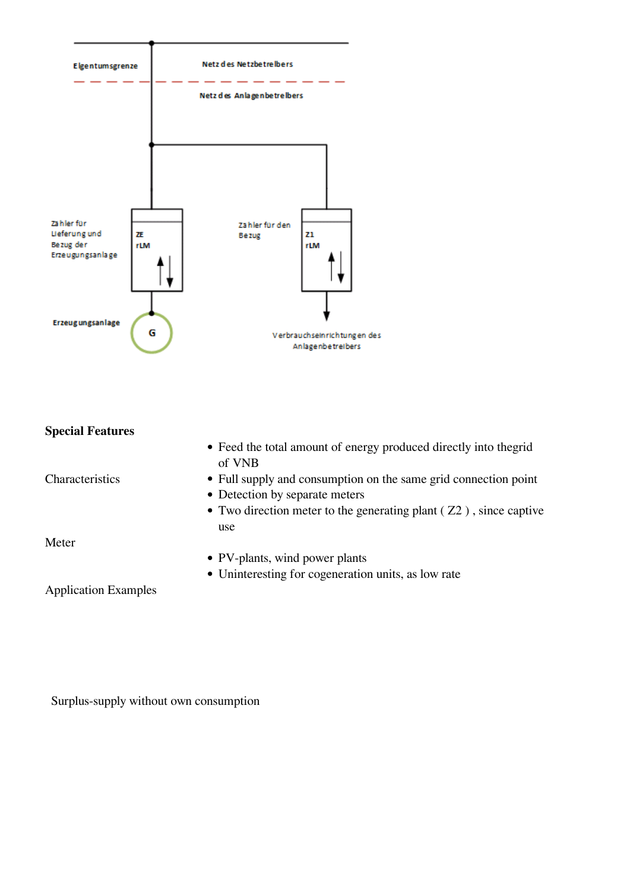Eigentumsgrenze

Netz des Netzbetreibers

Netz des Anlagenbetreibers

Zähler für Lieferung und Bezug der Erzeugungsanlage

ZE
rLM

Zähler für den Bezug

Z1
rLM

Erzeugungsanlage

G

Verbrauchseinrichtungen des Anlagenbetreibers

**Special Features**

- Feed the total amount of energy produced directly into thegrid of VNB

Characteristics

- Full supply and consumption on the same grid connection point
- Detection by separate meters
- Two direction meter to the generating plant ( Z2 ) , since captive use

Meter

- PV-plants, wind power plants
- Uninteresting for cogeneration units, as low rate

Application Examples

Surplus-supply without own consumption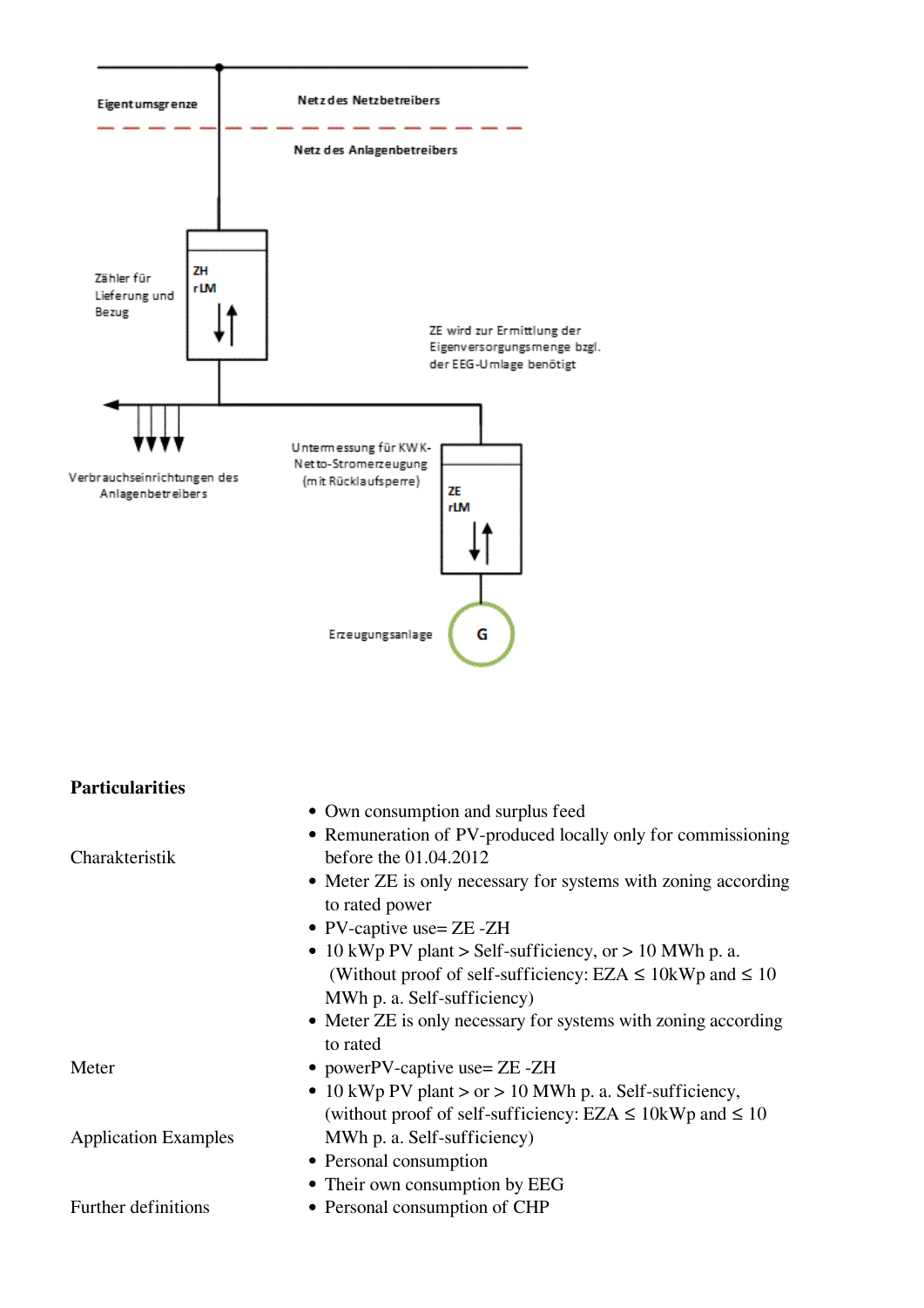Eigentumsgrenze

Netz des Netzbetreibers

Netz des Anlagenbetreibers

Zähler für Lieferung und Bezug

ZH
rLM

ZE wird zur Ermittlung der Eigenversorgungsmenge bzgl. der EEG-Umlage benötigt

Verbrauchseinrichtungen des Anlagenbetreibers

Untermessung für KWK-Netto-Stromerzeugung (mit Rücklaufsperre)

ZE
rLM

Erzeugungsanlage

G

**Particularities**

Charakteristik

- Own consumption and surplus feed
- Remuneration of PV-produced locally only for commissioning before the 01.04.2012
- Meter ZE is only necessary for systems with zoning according to rated power
- PV-captive use= ZE -ZH
- 10 kWp PV plant > Self-sufficiency, or > 10 MWh p. a. (Without proof of self-sufficiency: EZA ≤ 10kWp and ≤ 10 MWh p. a. Self-sufficiency)

Meter

- Meter ZE is only necessary for systems with zoning according to rated
- powerPV-captive use= ZE -ZH
- 10 kWp PV plant > or > 10 MWh p. a. Self-sufficiency, (without proof of self-sufficiency: EZA ≤ 10kWp and ≤ 10 MWh p. a. Self-sufficiency)

Application Examples

- Personal consumption
- Their own consumption by EEG

Further definitions

- Personal consumption of CHP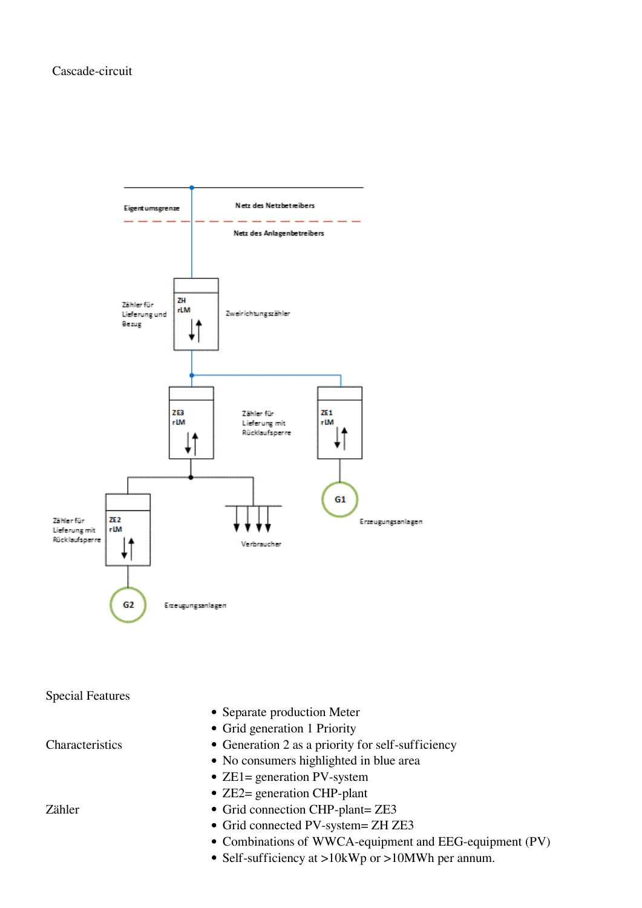Cascade-circuit

Eigentumsgrenze

Netz des Netzbetreibers

Netz des Anlagenbetreibers

Zähler für Lieferung und Bezug

ZH rLM

Zweirichtungszähler

ZE3 rLM

Zähler für Lieferung mit Rücklaufsperre

ZE1 rLM

G1

Erzeugungsanlagen

Zähler für Lieferung mit Rücklaufsperre

ZE2 rLM

Verbraucher

G2

Erzeugungsanlagen

Special Features

Characteristics

Zähler

- Separate production Meter
- Grid generation 1 Priority
- Generation 2 as a priority for self-sufficiency
- No consumers highlighted in blue area
- ZE1= generation PV-system
- ZE2= generation CHP-plant
- Grid connection CHP-plant= ZE3
- Grid connected PV-system= ZH ZE3
- Combinations of WWCA-equipment and EEG-equipment (PV)
- Self-sufficiency at >10kWp or >10MWh per annum.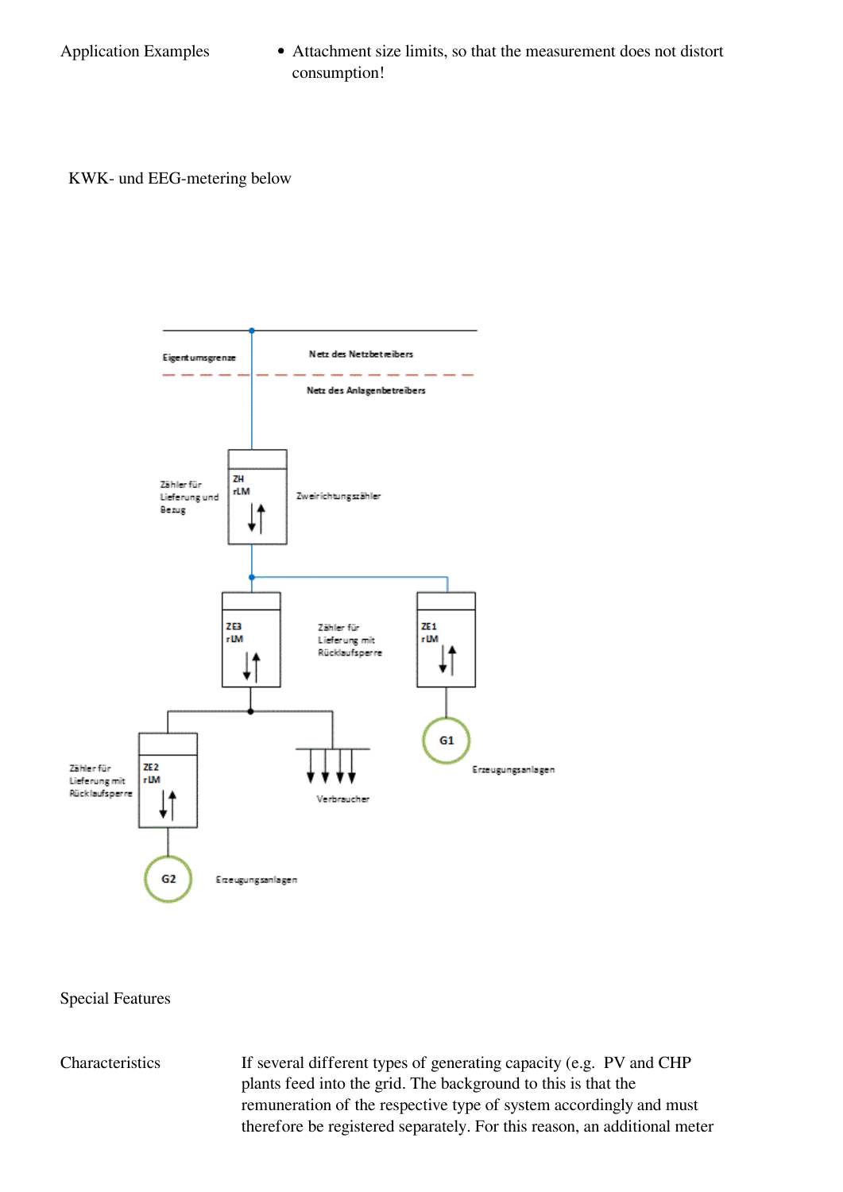Application Examples

- Attachment size limits, so that the measurement does not distort consumption!

KWK- und EEG-metering below

Eigentumsgrenze

Netz des Netzbetreibers

Netz des Anlagenbetreibers

Zähler für Lieferung und Bezug

ZH rLM

Zweirichtungszähler

ZE3 rLM

Zähler für Lieferung mit Rücklaufsperre

ZE1 rLM

G1

Erzeugungsanlagen

Zähler für Lieferung mit Rücklaufsperre

ZE2 rLM

Verbraucher

G2

Erzeugungsanlagen

Special Features

Characteristics

If several different types of generating capacity (e.g. PV and CHP plants feed into the grid. The background to this is that the remuneration of the respective type of system accordingly and must therefore be registered separately. For this reason, an additional meter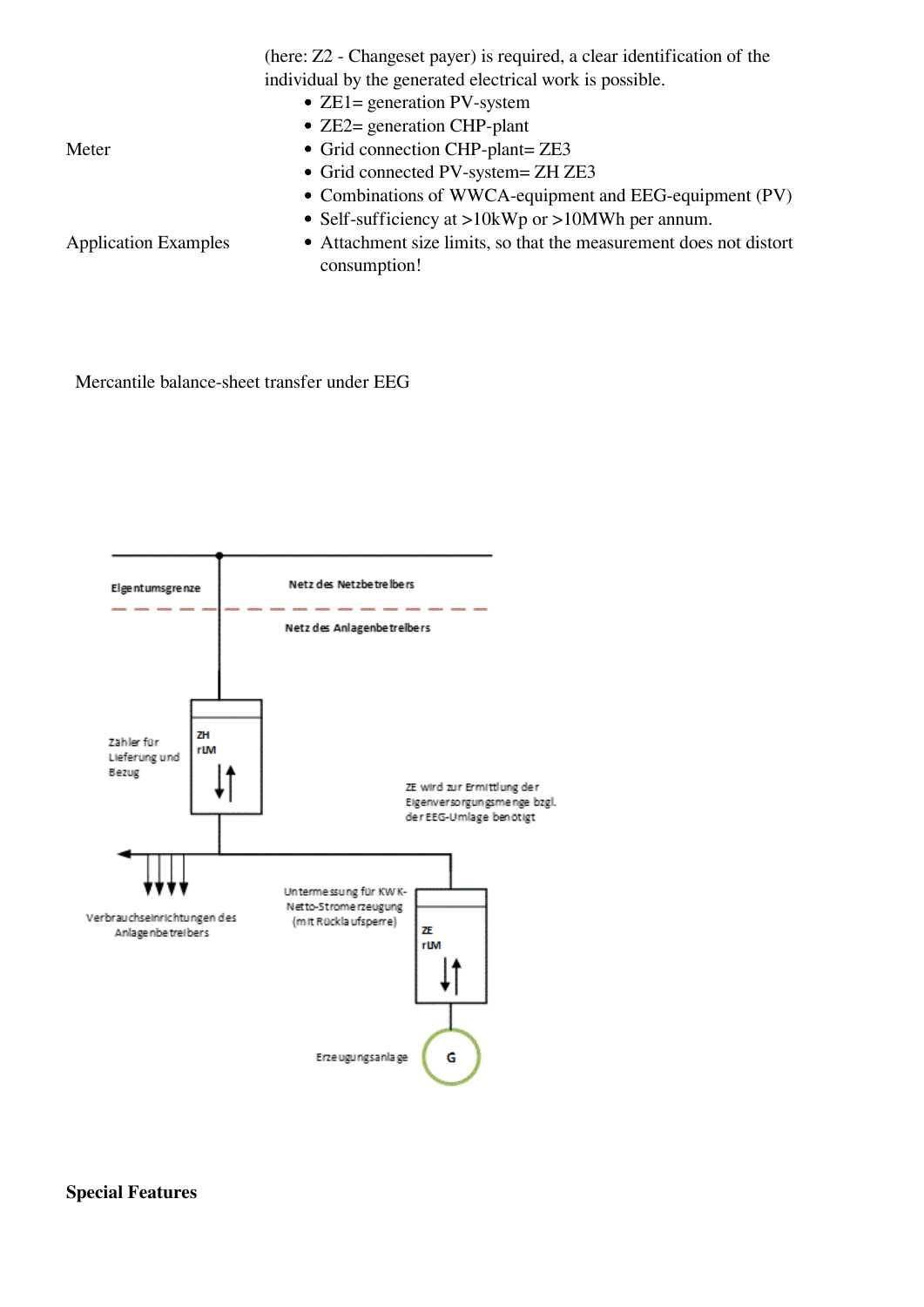| | |
|---|---|
| | (here: Z2 - Changeset payer) is required, a clear identification of the individual by the generated electrical work is possible. |
| Meter | • ZE1= generation PV-system<br>• ZE2= generation CHP-plant<br>• Grid connection CHP-plant= ZE3<br>• Grid connected PV-system= ZH ZE3<br>• Combinations of WWCA-equipment and EEG-equipment (PV)<br>• Self-sufficiency at >10kWp or >10MWh per annum. |
| Application Examples | • Attachment size limits, so that the measurement does not distort consumption! |

Mercantile balance-sheet transfer under EEG

Eigentumsgrenze

Netz des Netzbetreibers

Netz des Anlagenbetreibers

Zähler für Lieferung und Bezug

ZH rLM

ZE wird zur Ermittlung der Eigenversorgungsmenge bzgl. der EEG-Umlage benötigt

Verbrauchseinrichtungen des Anlagenbetreibers

Untermessung für KWK-Netto-Stromerzeugung (mit Rücklaufsperre)

ZE rLM

Erzeugungsanlage

G

**Special Features**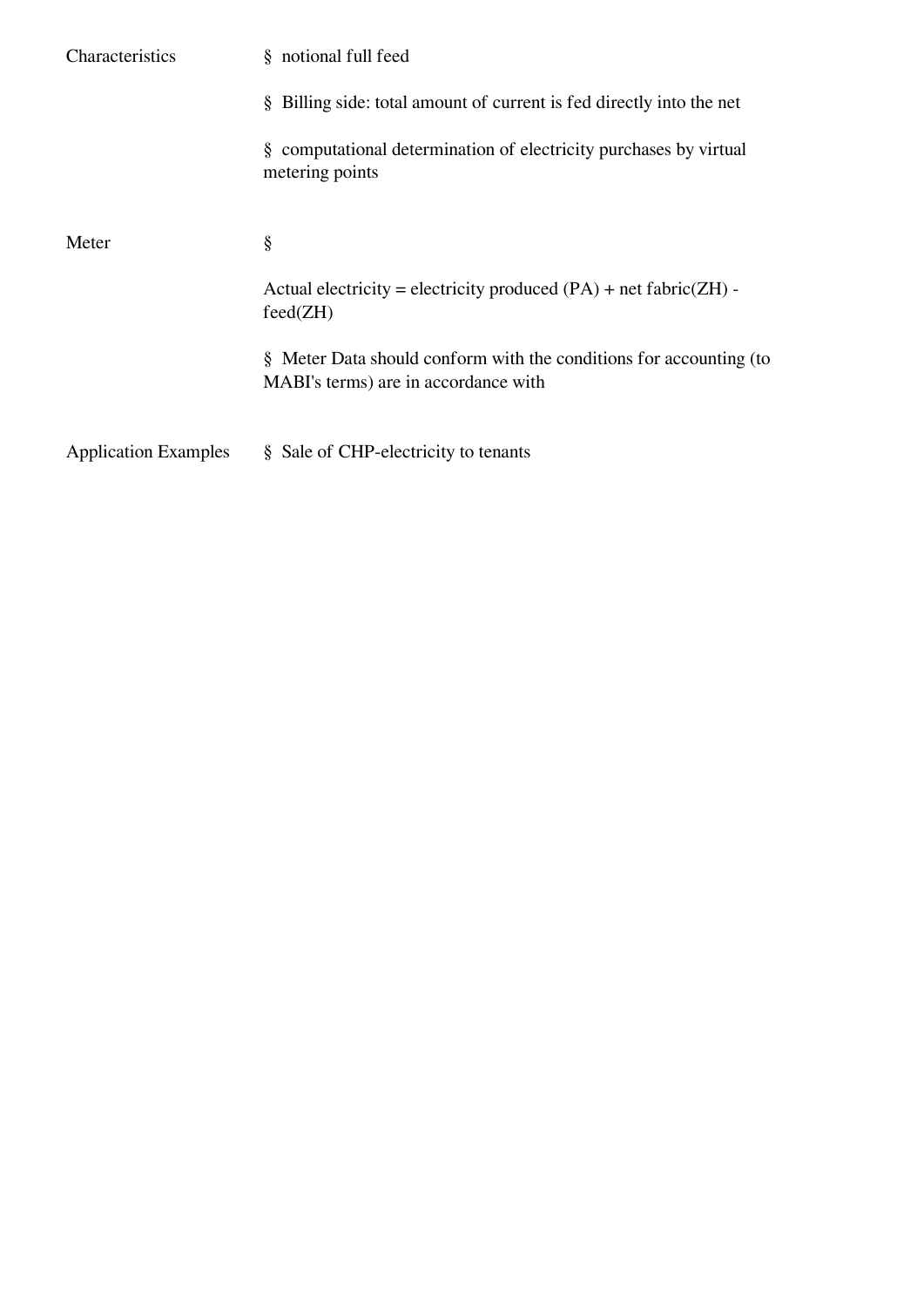| | |
|---|---|
| Characteristics | § notional full feed<br><br>§ Billing side: total amount of current is fed directly into the net<br><br>§ computational determination of electricity purchases by virtual metering points |
| Meter | §<br><br>Actual electricity = electricity produced (PA) + net fabric(ZH) - feed(ZH)<br><br>§ Meter Data should conform with the conditions for accounting (to MABI's terms) are in accordance with |
| Application Examples | § Sale of CHP-electricity to tenants |